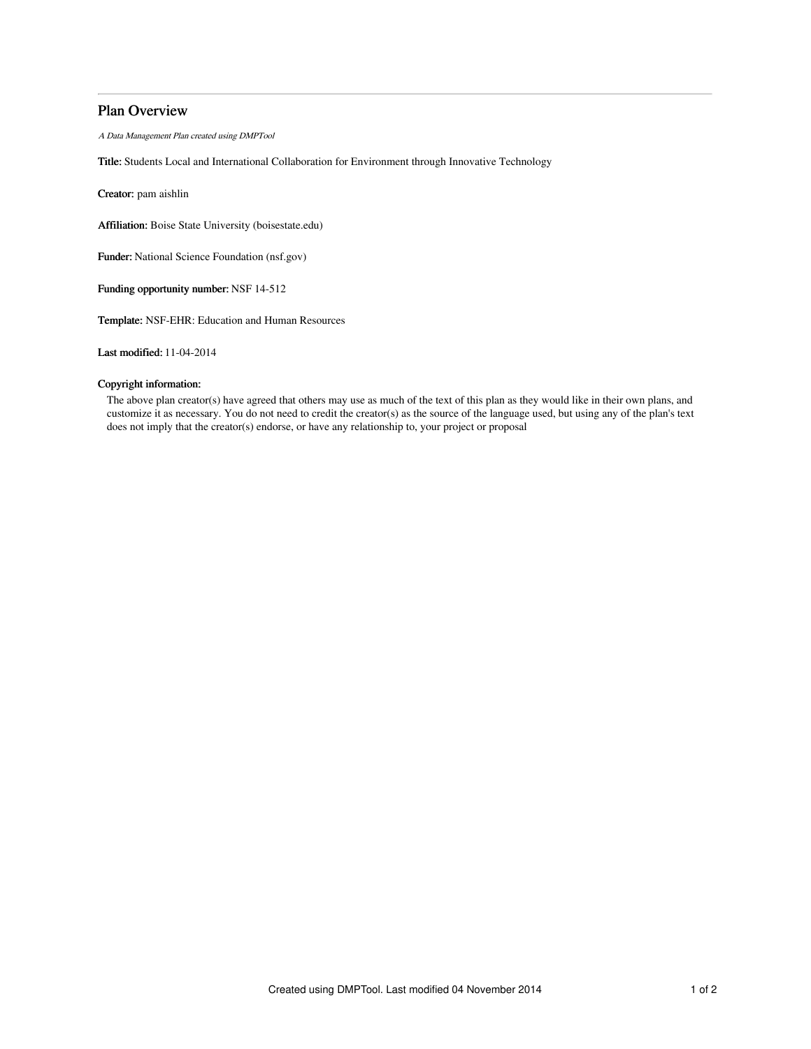## Plan Overview

*A Data Management Plan created using DMPTool*

**Title:** Students Local and International Collaboration for Environment through Innovative Technology

**Creator:** pam aishlin

**Affiliation:** Boise State University (boisestate.edu)

**Funder:** National Science Foundation (nsf.gov)

**Funding opportunity number:** NSF 14-512

**Template:** NSF-EHR: Education and Human Resources

**Last modified:** 11-04-2014

**Copyright information:**

The above plan creator(s) have agreed that others may use as much of the text of this plan as they would like in their own plans, and customize it as necessary. You do not need to credit the creator(s) as the source of the language used, but using any of the plan's text does not imply that the creator(s) endorse, or have any relationship to, your project or proposal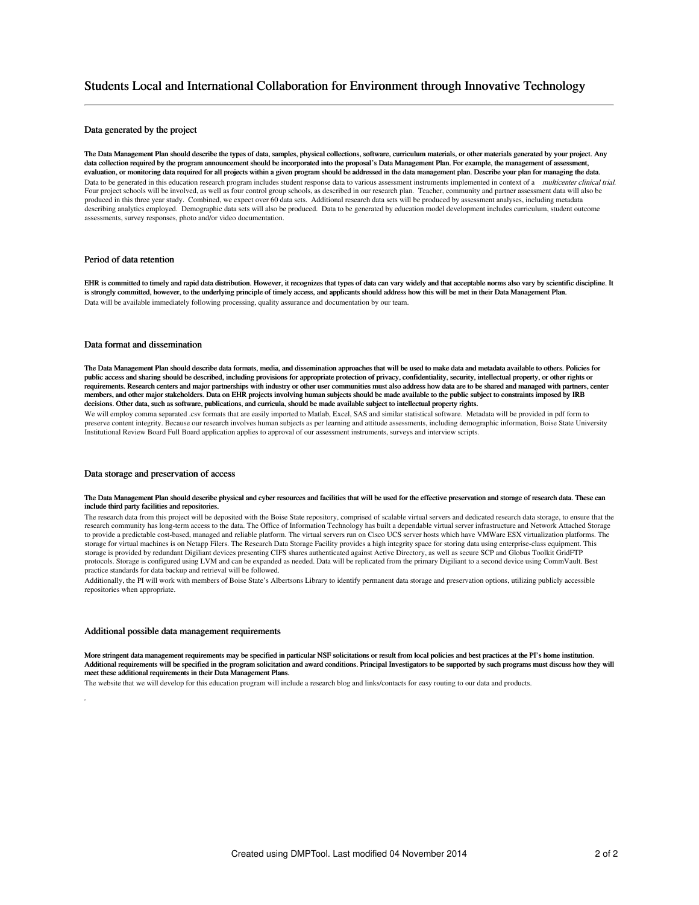# Students Local and International Collaboration for Environment through Innovative Technology

## Data generated by the project

**The Data Management Plan should describe the types of data, samples, physical collections, software, curriculum materials, or other materials generated by your project. Any data collection required by the program announcement should be incorporated into the proposal's Data Management Plan. For example, the management of assessment, evaluation, or monitoring data required for all projects within a given program should be addressed in the data management plan. Describe your plan for managing the data.**

Data to be generated in this education research program includes student response data to various assessment instruments implemented in context of a *multicenter clinical trial*. Four project schools will be involved, as well as four control group schools, as described in our research plan. Teacher, community and partner assessment data will also be produced in this three year study. Combined, we expect over 60 data sets. Additional research data sets will be produced by assessment analyses, including metadata describing analytics employed. Demographic data sets will also be produced. Data to be generated by education model development includes curriculum, student outcome assessments, survey responses, photo and/or video documentation.

## Period of data retention

**EHR is committed to timely and rapid data distribution. However, it recognizes that types of data can vary widely and that acceptable norms also vary by scientific discipline. It is strongly committed, however, to the underlying principle of timely access, and applicants should address how this will be met in their Data Management Plan.**

Data will be available immediately following processing, quality assurance and documentation by our team.

## Data format and dissemination

**The Data Management Plan should describe data formats, media, and dissemination approaches that will be used to make data and metadata available to others. Policies for public access and sharing should be described, including provisions for appropriate protection of privacy, confidentiality, security, intellectual property, or other rights or requirements. Research centers and major partnerships with industry or other user communities must also address how data are to be shared and managed with partners, center members, and other major stakeholders. Data on EHR projects involving human subjects should be made available to the public subject to constraints imposed by IRB decisions. Other data, such as software, publications, and curricula, should be made available subject to intellectual property rights.**

We will employ comma separated .csv formats that are easily imported to Matlab, Excel, SAS and similar statistical software. Metadata will be provided in pdf form to preserve content integrity. Because our research involves human subjects as per learning and attitude assessments, including demographic information, Boise State University Institutional Review Board Full Board application applies to approval of our assessment instruments, surveys and interview scripts.

## Data storage and preservation of access

**The Data Management Plan should describe physical and cyber resources and facilities that will be used for the effective preservation and storage of research data. These can include third party facilities and repositories.**

The research data from this project will be deposited with the Boise State repository, comprised of scalable virtual servers and dedicated research data storage, to ensure that the research community has long-term access to the data. The Office of Information Technology has built a dependable virtual server infrastructure and Network Attached Storage to provide a predictable cost-based, managed and reliable platform. The virtual servers run on Cisco UCS server hosts which have VMWare ESX virtualization platforms. The storage for virtual machines is on Netapp Filers. The Research Data Storage Facility provides a high integrity space for storing data using enterprise-class equipment. This storage is provided by redundant Digiliant devices presenting CIFS shares authenticated against Active Directory, as well as secure SCP and Globus Toolkit GridFTP protocols. Storage is configured using LVM and can be expanded as needed. Data will be replicated from the primary Digiliant to a second device using CommVault. Best practice standards for data backup and retrieval will be followed.

Additionally, the PI will work with members of Boise State's Albertsons Library to identify permanent data storage and preservation options, utilizing publicly accessible repositories when appropriate.

## Additional possible data management requirements

**More stringent data management requirements may be specified in particular NSF solicitations or result from local policies and best practices at the PI's home institution. Additional requirements will be specified in the program solicitation and award conditions. Principal Investigators to be supported by such programs must discuss how they will meet these additional requirements in their Data Management Plans.**

The website that we will develop for this education program will include a research blog and links/contacts for easy routing to our data and products.

Created using DMPTool. Last modified 04 November 2014